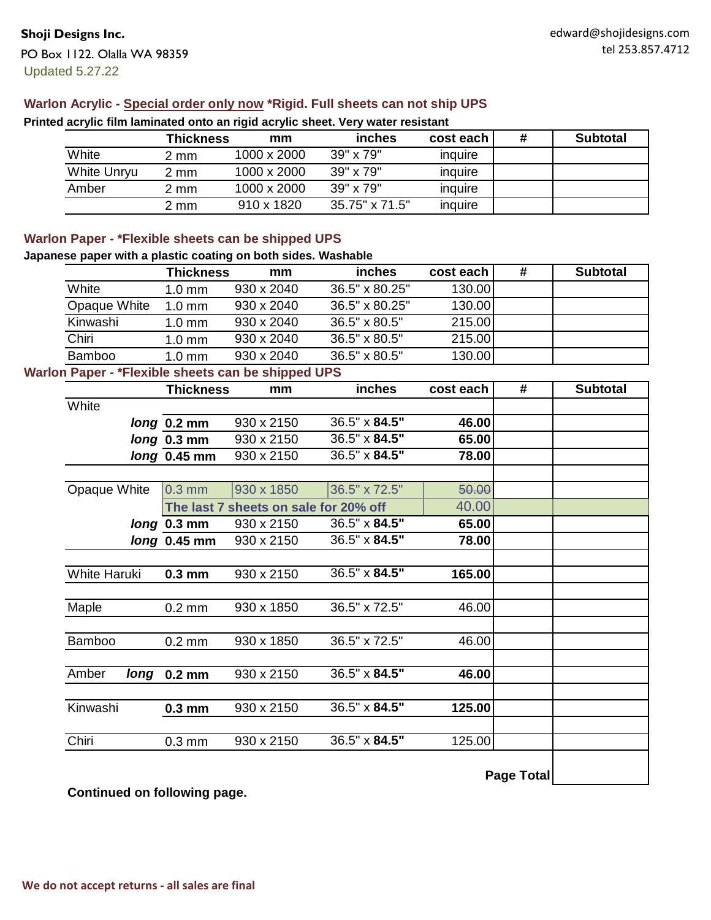**Shoji Designs Inc.**

PO Box 1122. Olalla WA 98359

Updated 5.27.22

edward@shojidesigns.com
tel 253.857.4712

## Warlon Acrylic - Special order only now *Rigid. Full sheets can not ship UPS

**Printed acrylic film laminated onto an rigid acrylic sheet. Very water resistant**

| | Thickness | mm | inches | cost each | # | Subtotal |
|---|---|---|---|---|---|---|
| White | 2 mm | 1000 x 2000 | 39" x 79" | inquire | | |
| White Unryu | 2 mm | 1000 x 2000 | 39" x 79" | inquire | | |
| Amber | 2 mm | 1000 x 2000 | 39" x 79" | inquire | | |
| | 2 mm | 910 x 1820 | 35.75" x 71.5" | inquire | | |

## Warlon Paper - *Flexible sheets can be shipped UPS

**Japanese paper with a plastic coating on both sides. Washable**

| | Thickness | mm | inches | cost each | # | Subtotal |
|---|---|---|---|---|---|---|
| White | 1.0 mm | 930 x 2040 | 36.5" x 80.25" | 130.00 | | |
| Opaque White | 1.0 mm | 930 x 2040 | 36.5" x 80.25" | 130.00 | | |
| Kinwashi | 1.0 mm | 930 x 2040 | 36.5" x 80.5" | 215.00 | | |
| Chiri | 1.0 mm | 930 x 2040 | 36.5" x 80.5" | 215.00 | | |
| Bamboo | 1.0 mm | 930 x 2040 | 36.5" x 80.5" | 130.00 | | |

## Warlon Paper - *Flexible sheets can be shipped UPS

| | Thickness | mm | inches | cost each | # | Subtotal |
|---|---|---|---|---|---|---|
| White | | | | | | |
| ***long*** | **0.2 mm** | 930 x 2150 | 36.5" x **84.5"** | **46.00** | | |
| ***long*** | **0.3 mm** | 930 x 2150 | 36.5" x **84.5"** | **65.00** | | |
| ***long*** | **0.45 mm** | 930 x 2150 | 36.5" x **84.5"** | **78.00** | | |
| | | | | | | |
| Opaque White | 0.3 mm | 930 x 1850 | 36.5" x 72.5" | ~~50.00~~ | | |
| | **The last 7 sheets on sale for 20% off** | | | 40.00 | | |
| ***long*** | **0.3 mm** | 930 x 2150 | 36.5" x **84.5"** | **65.00** | | |
| ***long*** | **0.45 mm** | 930 x 2150 | 36.5" x **84.5"** | **78.00** | | |
| | | | | | | |
| White Haruki | **0.3 mm** | 930 x 2150 | 36.5" x **84.5"** | **165.00** | | |
| | | | | | | |
| Maple | 0.2 mm | 930 x 1850 | 36.5" x 72.5" | 46.00 | | |
| | | | | | | |
| Bamboo | 0.2 mm | 930 x 1850 | 36.5" x 72.5" | 46.00 | | |
| | | | | | | |
| Amber ***long*** | **0.2 mm** | 930 x 2150 | 36.5" x **84.5"** | **46.00** | | |
| | | | | | | |
| Kinwashi | **0.3 mm** | 930 x 2150 | 36.5" x **84.5"** | **125.00** | | |
| | | | | | | |
| Chiri | 0.3 mm | 930 x 2150 | 36.5" x **84.5"** | 125.00 | | |
| | | | | | **Page Total** | |

**Continued on following page.**

**We do not accept returns - all sales are final**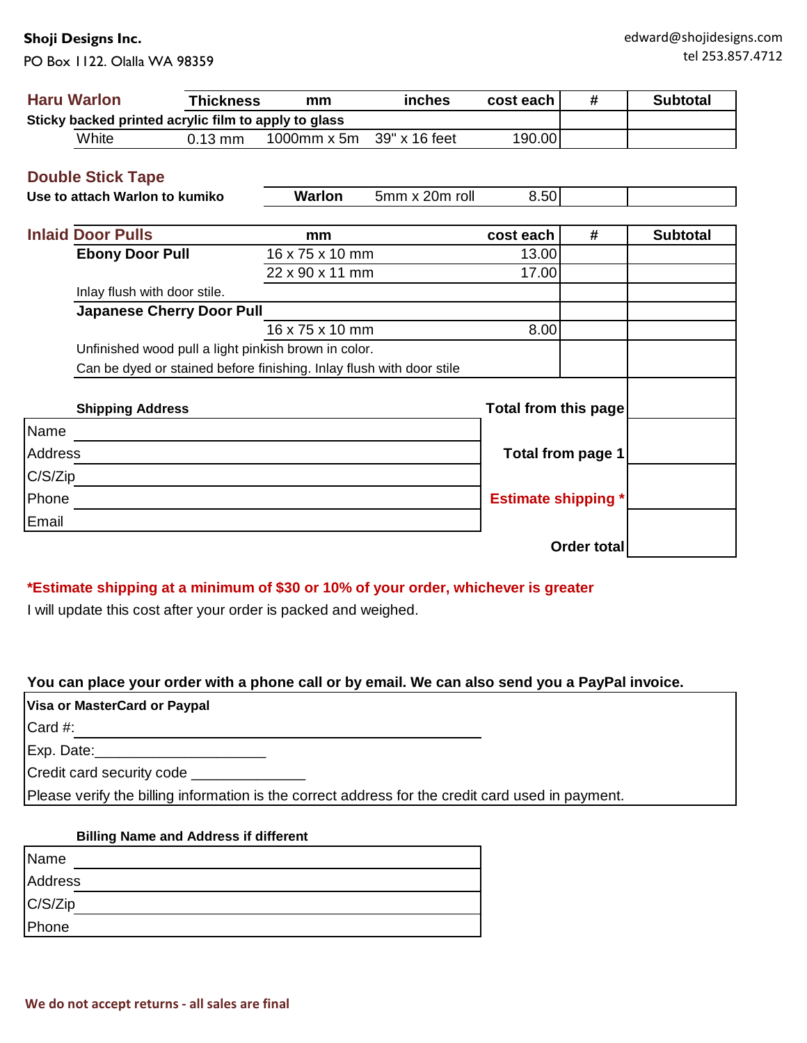Shoji Designs Inc.

PO Box 1122. Olalla WA 98359

edward@shojidesigns.com
tel 253.857.4712

| Haru Warlon | Thickness | mm | inches | cost each | # | Subtotal |
|---|---|---|---|---|---|---|
| Sticky backed printed acrylic film to apply to glass | | | | | | |
| White | 0.13 mm | 1000mm x 5m | 39" x 16 feet | 190.00 | | |

| Double Stick Tape | | | | | |
|---|---|---|---|---|---|
| Use to attach Warlon to kumiko | Warlon | 5mm x 20m roll | 8.50 | | |

| Inlaid Door Pulls | mm | cost each | # | Subtotal |
|---|---|---|---|---|
| Ebony Door Pull | 16 x 75 x 10 mm | 13.00 | | |
| | 22 x 90 x 11 mm | 17.00 | | |
| Inlay flush with door stile. | | | | |
| Japanese Cherry Door Pull | | | | |
| | 16 x 75 x 10 mm | 8.00 | | |
| Unfinished wood pull a light pinkish brown in color. Can be dyed or stained before finishing. Inlay flush with door stile | | | | |

**Shipping Address**

| | |
|---|---|
| Name | |
| Address | |
| C/S/Zip | |
| Phone | |
| Email | |

| | |
|---|---|
| Total from this page | |
| Total from page 1 | |
| Estimate shipping * | |
| Order total | |

**\*Estimate shipping at a minimum of $30 or 10% of your order, whichever is greater**

I will update this cost after your order is packed and weighed.

**You can place your order with a phone call or by email. We can also send you a PayPal invoice.**

**Visa or MasterCard or Paypal**

Card #: ______________________________

Exp. Date: ____________________

Credit card security code ______________

Please verify the billing information is the correct address for the credit card used in payment.

**Billing Name and Address if different**

| | |
|---|---|
| Name | |
| Address | |
| C/S/Zip | |
| Phone | |

**We do not accept returns - all sales are final**